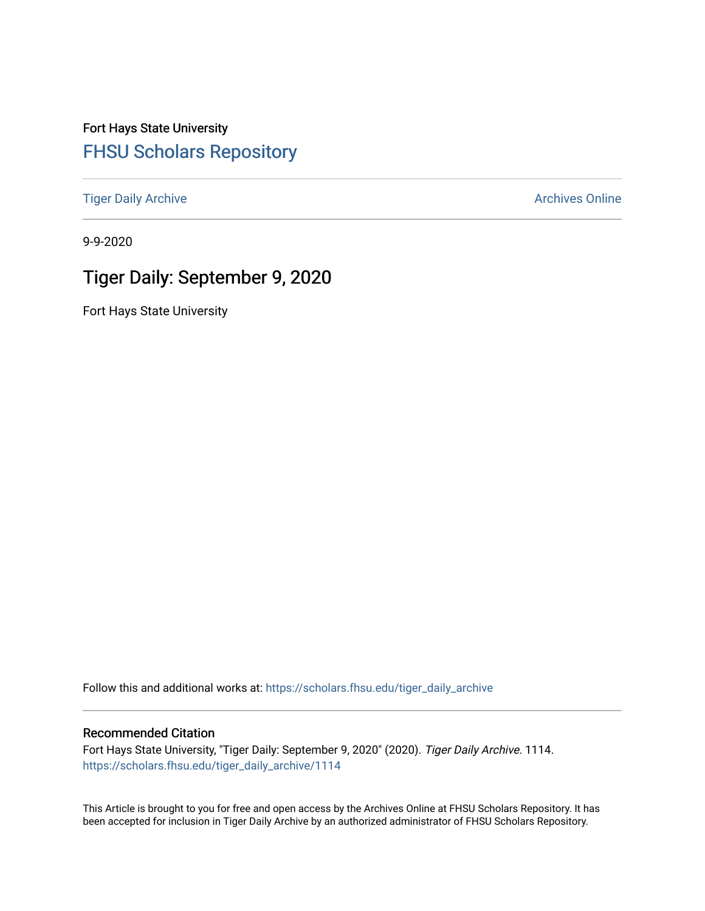Fort Hays State University

# FHSU Scholars Repository

Tiger Daily Archive

Archives Online

9-9-2020

## Tiger Daily: September 9, 2020

Fort Hays State University

Follow this and additional works at: https://scholars.fhsu.edu/tiger_daily_archive

### Recommended Citation

Fort Hays State University, "Tiger Daily: September 9, 2020" (2020). *Tiger Daily Archive*. 1114.
https://scholars.fhsu.edu/tiger_daily_archive/1114

This Article is brought to you for free and open access by the Archives Online at FHSU Scholars Repository. It has been accepted for inclusion in Tiger Daily Archive by an authorized administrator of FHSU Scholars Repository.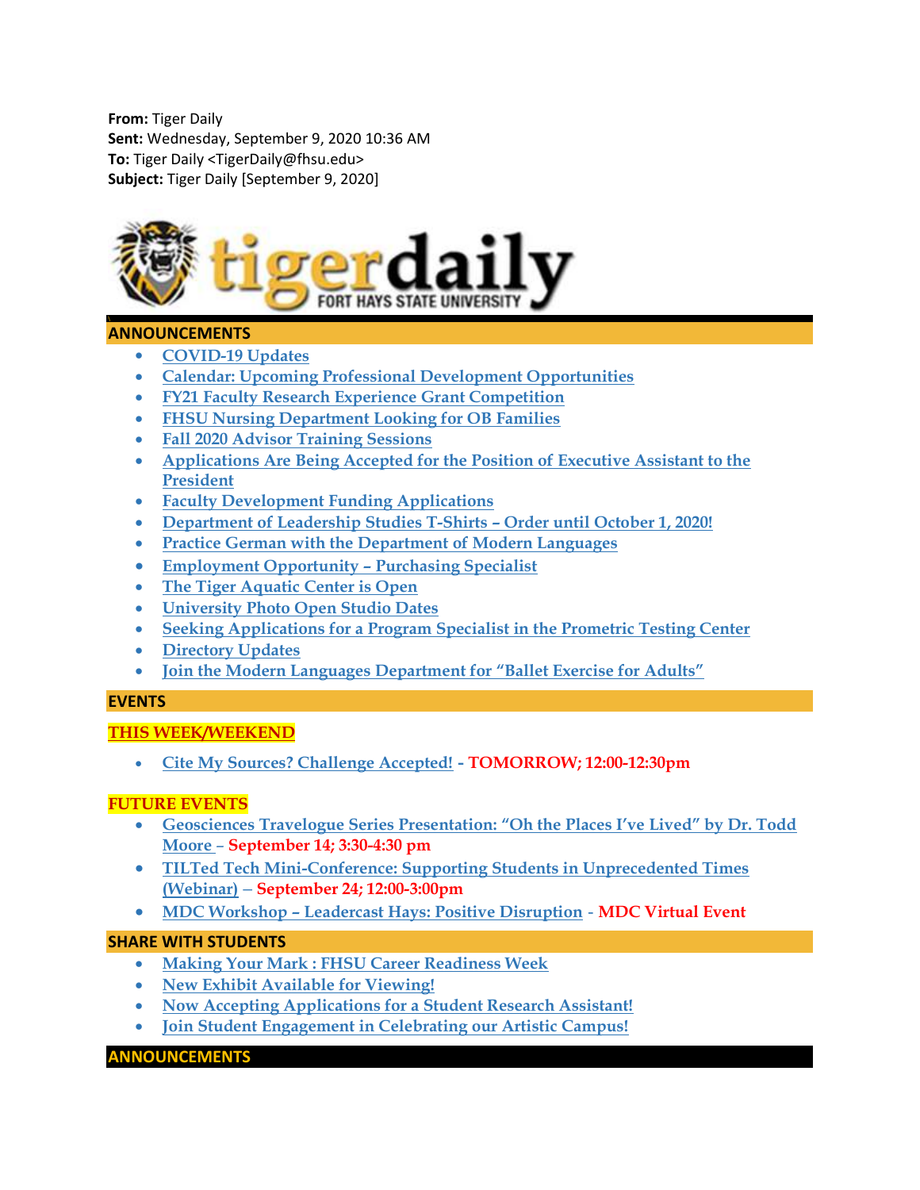**From:** Tiger Daily
**Sent:** Wednesday, September 9, 2020 10:36 AM
**To:** Tiger Daily <TigerDaily@fhsu.edu>
**Subject:** Tiger Daily [September 9, 2020]

# tigerdaily FORT HAYS STATE UNIVERSITY

## ANNOUNCEMENTS

- COVID-19 Updates
- Calendar: Upcoming Professional Development Opportunities
- FY21 Faculty Research Experience Grant Competition
- FHSU Nursing Department Looking for OB Families
- Fall 2020 Advisor Training Sessions
- Applications Are Being Accepted for the Position of Executive Assistant to the President
- Faculty Development Funding Applications
- Department of Leadership Studies T-Shirts – Order until October 1, 2020!
- Practice German with the Department of Modern Languages
- Employment Opportunity – Purchasing Specialist
- The Tiger Aquatic Center is Open
- University Photo Open Studio Dates
- Seeking Applications for a Program Specialist in the Prometric Testing Center
- Directory Updates
- Join the Modern Languages Department for "Ballet Exercise for Adults"

## EVENTS

### THIS WEEK/WEEKEND

- Cite My Sources? Challenge Accepted! - **TOMORROW; 12:00-12:30pm**

### FUTURE EVENTS

- Geosciences Travelogue Series Presentation: "Oh the Places I've Lived" by Dr. Todd Moore – **September 14; 3:30-4:30 pm**
- TILTed Tech Mini-Conference: Supporting Students in Unprecedented Times (Webinar) – **September 24; 12:00-3:00pm**
- MDC Workshop – Leadercast Hays: Positive Disruption - **MDC Virtual Event**

## SHARE WITH STUDENTS

- Making Your Mark : FHSU Career Readiness Week
- New Exhibit Available for Viewing!
- Now Accepting Applications for a Student Research Assistant!
- Join Student Engagement in Celebrating our Artistic Campus!

## ANNOUNCEMENTS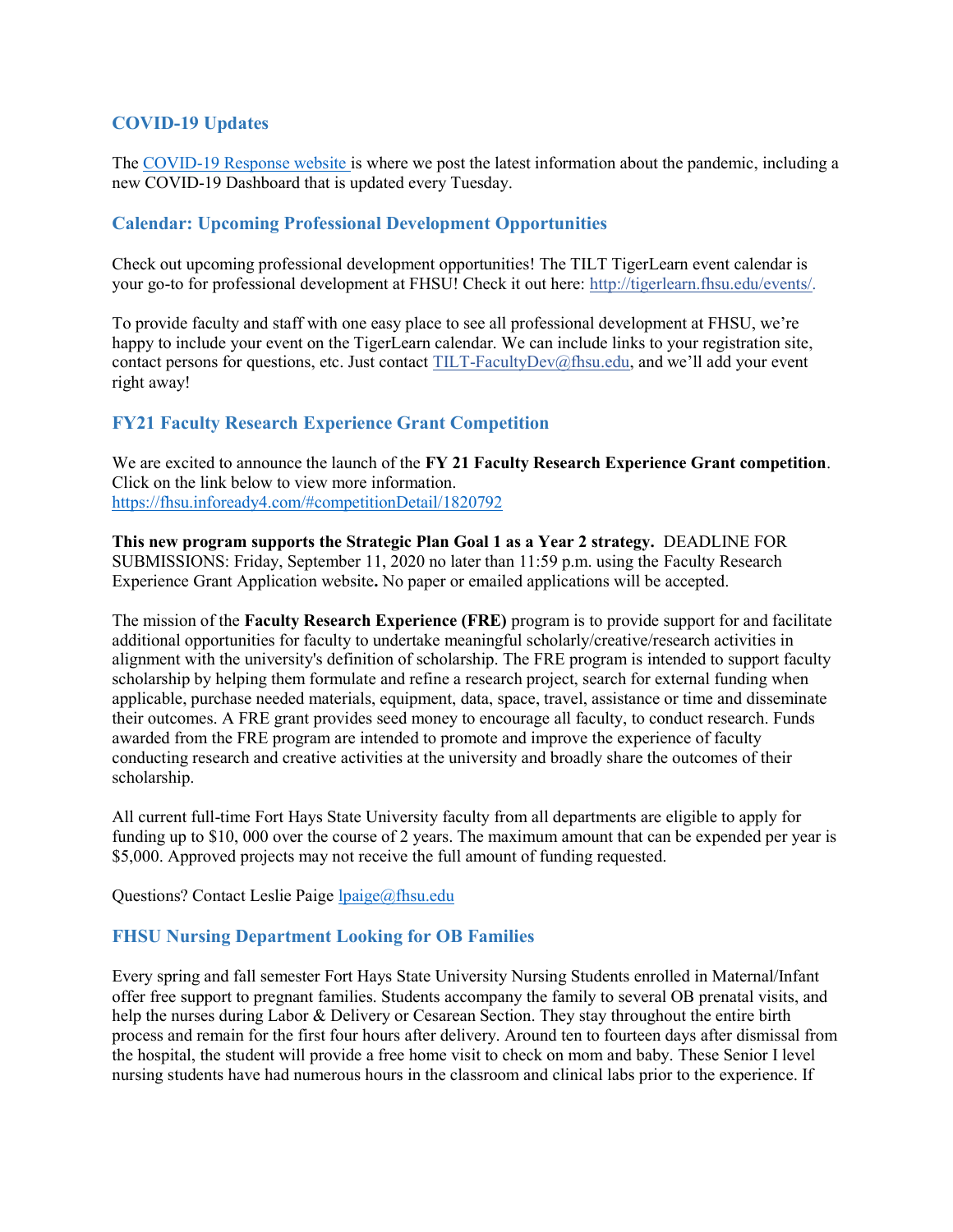## COVID-19 Updates

The [COVID-19 Response website](#) is where we post the latest information about the pandemic, including a new COVID-19 Dashboard that is updated every Tuesday.

## Calendar: Upcoming Professional Development Opportunities

Check out upcoming professional development opportunities! The TILT TigerLearn event calendar is your go-to for professional development at FHSU! Check it out here: http://tigerlearn.fhsu.edu/events/.

To provide faculty and staff with one easy place to see all professional development at FHSU, we're happy to include your event on the TigerLearn calendar. We can include links to your registration site, contact persons for questions, etc. Just contact TILT-FacultyDev@fhsu.edu, and we'll add your event right away!

## FY21 Faculty Research Experience Grant Competition

We are excited to announce the launch of the **FY 21 Faculty Research Experience Grant competition**. Click on the link below to view more information.
https://fhsu.infoready4.com/#competitionDetail/1820792

**This new program supports the Strategic Plan Goal 1 as a Year 2 strategy.** DEADLINE FOR SUBMISSIONS: Friday, September 11, 2020 no later than 11:59 p.m. using the Faculty Research Experience Grant Application website**.** No paper or emailed applications will be accepted.

The mission of the **Faculty Research Experience (FRE)** program is to provide support for and facilitate additional opportunities for faculty to undertake meaningful scholarly/creative/research activities in alignment with the university's definition of scholarship. The FRE program is intended to support faculty scholarship by helping them formulate and refine a research project, search for external funding when applicable, purchase needed materials, equipment, data, space, travel, assistance or time and disseminate their outcomes. A FRE grant provides seed money to encourage all faculty, to conduct research. Funds awarded from the FRE program are intended to promote and improve the experience of faculty conducting research and creative activities at the university and broadly share the outcomes of their scholarship.

All current full-time Fort Hays State University faculty from all departments are eligible to apply for funding up to $10, 000 over the course of 2 years. The maximum amount that can be expended per year is $5,000. Approved projects may not receive the full amount of funding requested.

Questions? Contact Leslie Paige lpaige@fhsu.edu

## FHSU Nursing Department Looking for OB Families

Every spring and fall semester Fort Hays State University Nursing Students enrolled in Maternal/Infant offer free support to pregnant families. Students accompany the family to several OB prenatal visits, and help the nurses during Labor & Delivery or Cesarean Section. They stay throughout the entire birth process and remain for the first four hours after delivery. Around ten to fourteen days after dismissal from the hospital, the student will provide a free home visit to check on mom and baby. These Senior I level nursing students have had numerous hours in the classroom and clinical labs prior to the experience. If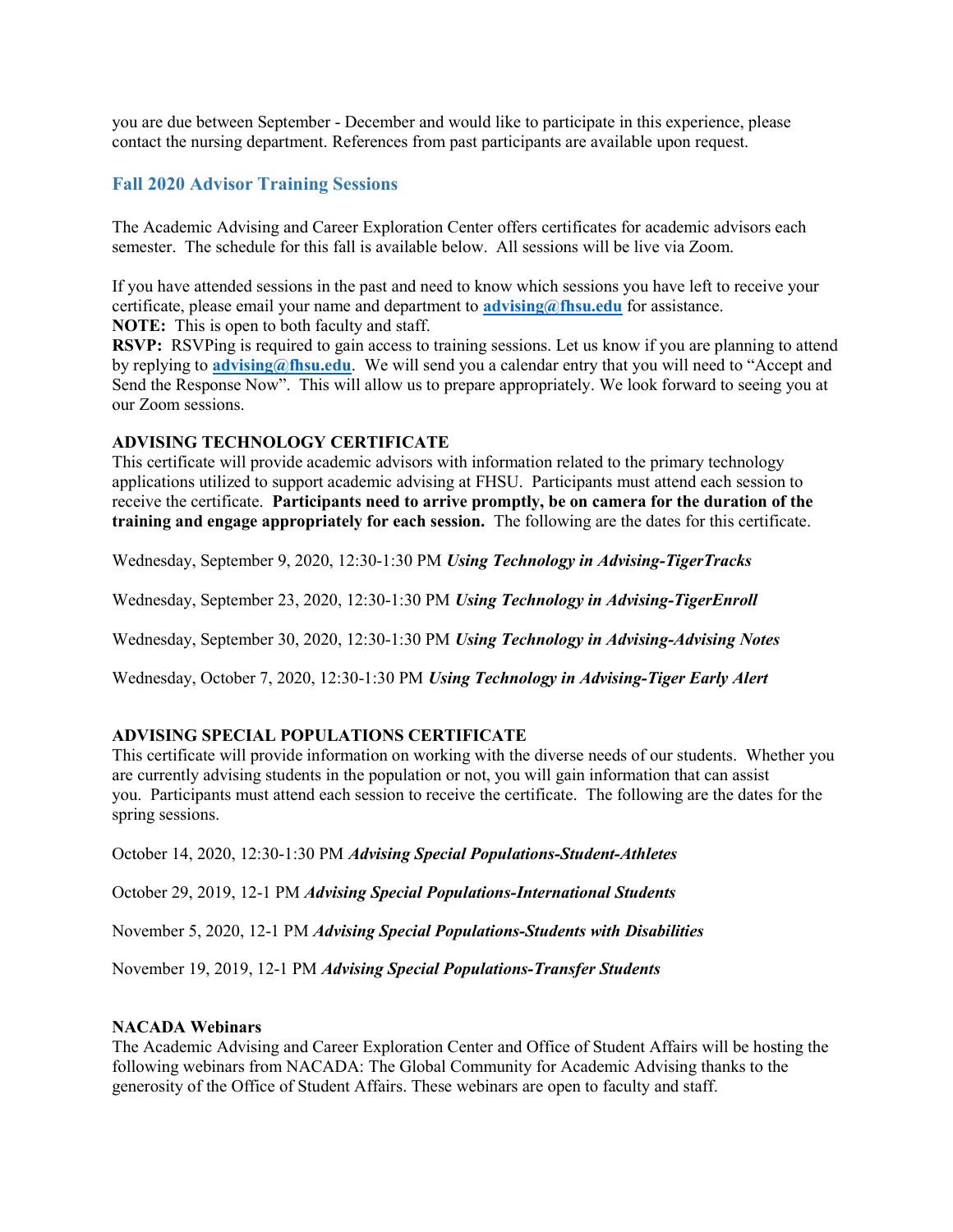you are due between September - December and would like to participate in this experience, please contact the nursing department. References from past participants are available upon request.

## Fall 2020 Advisor Training Sessions

The Academic Advising and Career Exploration Center offers certificates for academic advisors each semester. The schedule for this fall is available below. All sessions will be live via Zoom.

If you have attended sessions in the past and need to know which sessions you have left to receive your certificate, please email your name and department to **advising@fhsu.edu** for assistance.
**NOTE:** This is open to both faculty and staff.
**RSVP:** RSVPing is required to gain access to training sessions. Let us know if you are planning to attend by replying to **advising@fhsu.edu**. We will send you a calendar entry that you will need to "Accept and Send the Response Now". This will allow us to prepare appropriately. We look forward to seeing you at our Zoom sessions.

**ADVISING TECHNOLOGY CERTIFICATE**
This certificate will provide academic advisors with information related to the primary technology applications utilized to support academic advising at FHSU. Participants must attend each session to receive the certificate. **Participants need to arrive promptly, be on camera for the duration of the training and engage appropriately for each session.** The following are the dates for this certificate.

Wednesday, September 9, 2020, 12:30-1:30 PM ***Using Technology in Advising-TigerTracks***

Wednesday, September 23, 2020, 12:30-1:30 PM ***Using Technology in Advising-TigerEnroll***

Wednesday, September 30, 2020, 12:30-1:30 PM ***Using Technology in Advising-Advising Notes***

Wednesday, October 7, 2020, 12:30-1:30 PM ***Using Technology in Advising-Tiger Early Alert***

**ADVISING SPECIAL POPULATIONS CERTIFICATE**
This certificate will provide information on working with the diverse needs of our students. Whether you are currently advising students in the population or not, you will gain information that can assist you. Participants must attend each session to receive the certificate. The following are the dates for the spring sessions.

October 14, 2020, 12:30-1:30 PM ***Advising Special Populations-Student-Athletes***

October 29, 2019, 12-1 PM ***Advising Special Populations-International Students***

November 5, 2020, 12-1 PM ***Advising Special Populations-Students with Disabilities***

November 19, 2019, 12-1 PM ***Advising Special Populations-Transfer Students***

**NACADA Webinars**
The Academic Advising and Career Exploration Center and Office of Student Affairs will be hosting the following webinars from NACADA: The Global Community for Academic Advising thanks to the generosity of the Office of Student Affairs. These webinars are open to faculty and staff.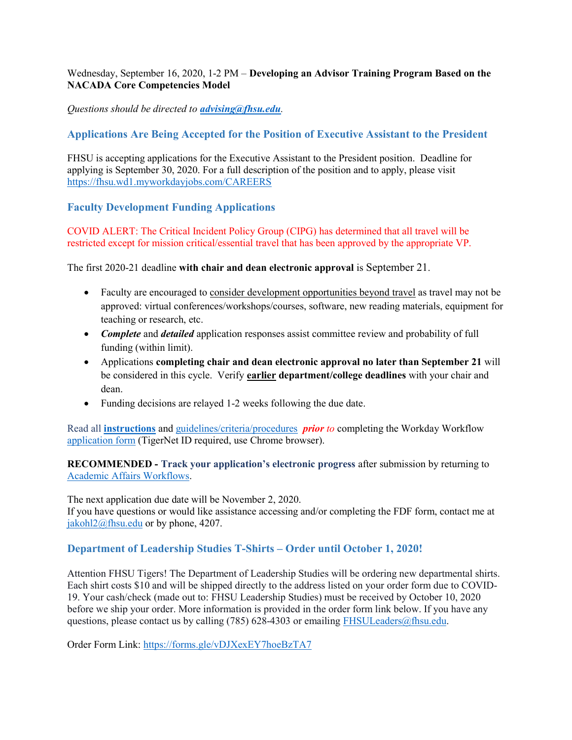Wednesday, September 16, 2020, 1-2 PM – **Developing an Advisor Training Program Based on the NACADA Core Competencies Model**

*Questions should be directed to **advising@fhsu.edu**.*

### Applications Are Being Accepted for the Position of Executive Assistant to the President

FHSU is accepting applications for the Executive Assistant to the President position. Deadline for applying is September 30, 2020. For a full description of the position and to apply, please visit https://fhsu.wd1.myworkdayjobs.com/CAREERS

### Faculty Development Funding Applications

COVID ALERT: The Critical Incident Policy Group (CIPG) has determined that all travel will be restricted except for mission critical/essential travel that has been approved by the appropriate VP.

The first 2020-21 deadline **with chair and dean electronic approval** is September 21.

- Faculty are encouraged to consider development opportunities beyond travel as travel may not be approved: virtual conferences/workshops/courses, software, new reading materials, equipment for teaching or research, etc.
- ***Complete*** and ***detailed*** application responses assist committee review and probability of full funding (within limit).
- Applications **completing chair and dean electronic approval no later than September 21** will be considered in this cycle. Verify **earlier department/college deadlines** with your chair and dean.
- Funding decisions are relayed 1-2 weeks following the due date.

Read all **instructions** and guidelines/criteria/procedures ***prior** to* completing the Workday Workflow application form (TigerNet ID required, use Chrome browser).

**RECOMMENDED - Track your application's electronic progress** after submission by returning to Academic Affairs Workflows.

The next application due date will be November 2, 2020.
If you have questions or would like assistance accessing and/or completing the FDF form, contact me at jakohl2@fhsu.edu or by phone, 4207.

### Department of Leadership Studies T-Shirts – Order until October 1, 2020!

Attention FHSU Tigers! The Department of Leadership Studies will be ordering new departmental shirts. Each shirt costs $10 and will be shipped directly to the address listed on your order form due to COVID-19. Your cash/check (made out to: FHSU Leadership Studies) must be received by October 10, 2020 before we ship your order. More information is provided in the order form link below. If you have any questions, please contact us by calling (785) 628-4303 or emailing FHSULeaders@fhsu.edu.

Order Form Link: https://forms.gle/vDJXexEY7hoeBzTA7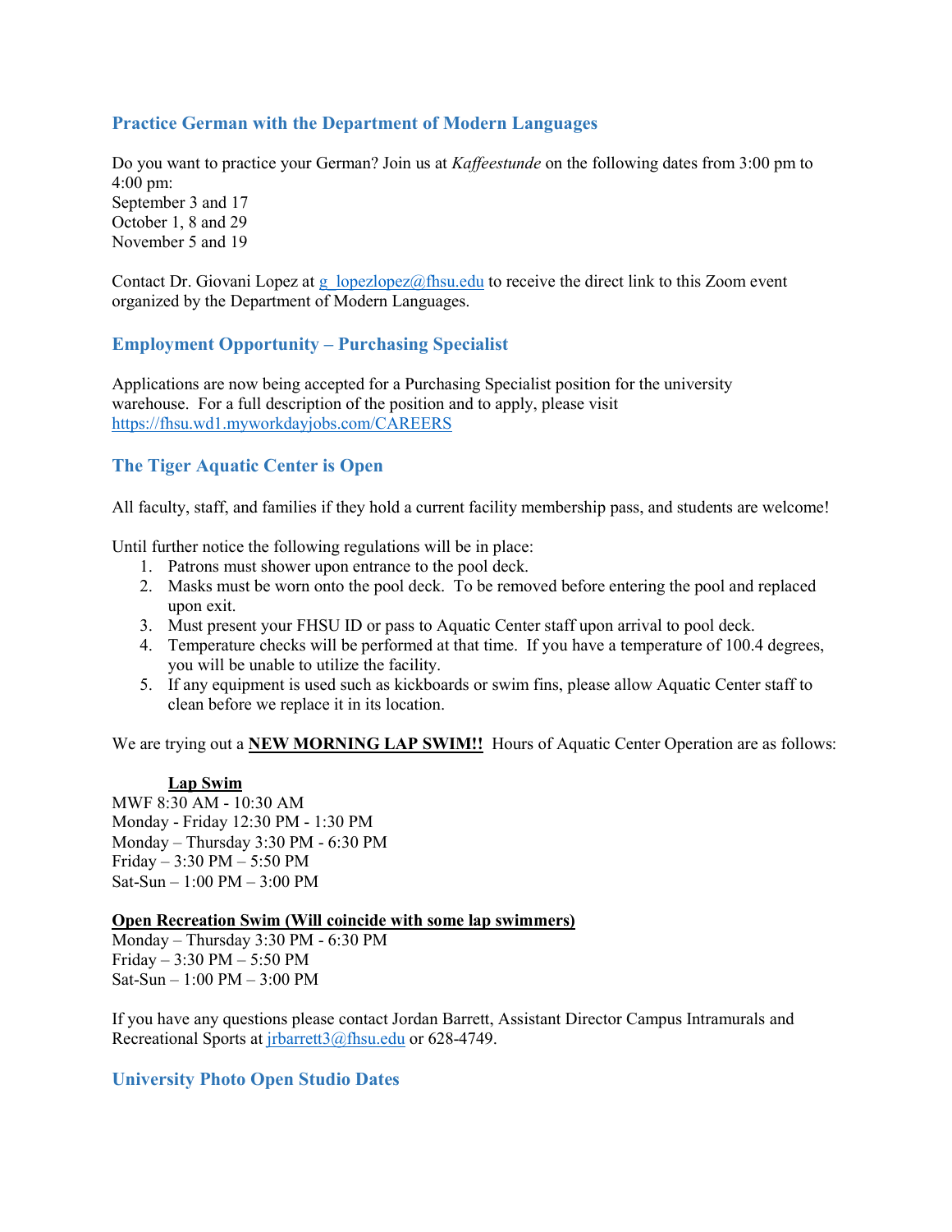## Practice German with the Department of Modern Languages

Do you want to practice your German? Join us at *Kaffeestunde* on the following dates from 3:00 pm to 4:00 pm:
September 3 and 17
October 1, 8 and 29
November 5 and 19

Contact Dr. Giovani Lopez at g_lopezlopez@fhsu.edu to receive the direct link to this Zoom event organized by the Department of Modern Languages.

## Employment Opportunity – Purchasing Specialist

Applications are now being accepted for a Purchasing Specialist position for the university warehouse. For a full description of the position and to apply, please visit https://fhsu.wd1.myworkdayjobs.com/CAREERS

## The Tiger Aquatic Center is Open

All faculty, staff, and families if they hold a current facility membership pass, and students are welcome!

Until further notice the following regulations will be in place:

1. Patrons must shower upon entrance to the pool deck.
2. Masks must be worn onto the pool deck. To be removed before entering the pool and replaced upon exit.
3. Must present your FHSU ID or pass to Aquatic Center staff upon arrival to pool deck.
4. Temperature checks will be performed at that time. If you have a temperature of 100.4 degrees, you will be unable to utilize the facility.
5. If any equipment is used such as kickboards or swim fins, please allow Aquatic Center staff to clean before we replace it in its location.

We are trying out a **NEW MORNING LAP SWIM!!** Hours of Aquatic Center Operation are as follows:

**Lap Swim**
MWF 8:30 AM - 10:30 AM
Monday - Friday 12:30 PM - 1:30 PM
Monday – Thursday 3:30 PM - 6:30 PM
Friday – 3:30 PM – 5:50 PM
Sat-Sun – 1:00 PM – 3:00 PM

**Open Recreation Swim (Will coincide with some lap swimmers)**
Monday – Thursday 3:30 PM - 6:30 PM
Friday – 3:30 PM – 5:50 PM
Sat-Sun – 1:00 PM – 3:00 PM

If you have any questions please contact Jordan Barrett, Assistant Director Campus Intramurals and Recreational Sports at jrbarrett3@fhsu.edu or 628-4749.

## University Photo Open Studio Dates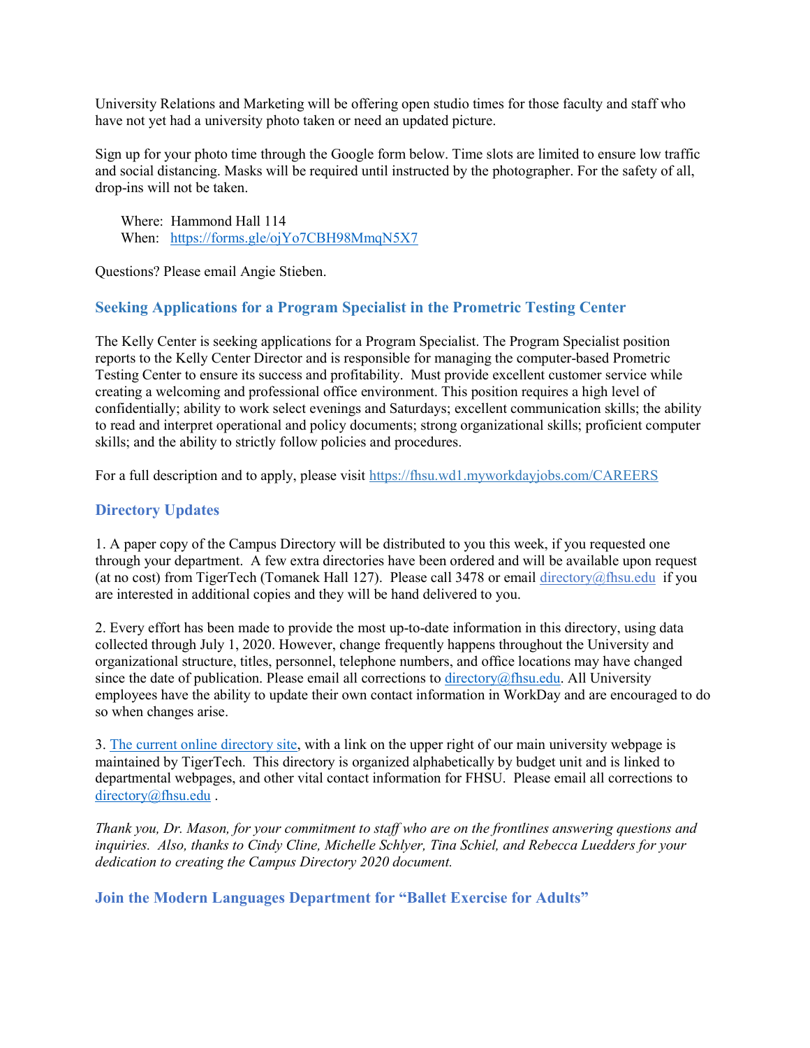University Relations and Marketing will be offering open studio times for those faculty and staff who have not yet had a university photo taken or need an updated picture.

Sign up for your photo time through the Google form below. Time slots are limited to ensure low traffic and social distancing. Masks will be required until instructed by the photographer. For the safety of all, drop-ins will not be taken.

> Where: Hammond Hall 114
> When: [https://forms.gle/ojYo7CBH98MmqN5X7](https://forms.gle/ojYo7CBH98MmqN5X7)

Questions? Please email Angie Stieben.

## Seeking Applications for a Program Specialist in the Prometric Testing Center

The Kelly Center is seeking applications for a Program Specialist. The Program Specialist position reports to the Kelly Center Director and is responsible for managing the computer-based Prometric Testing Center to ensure its success and profitability. Must provide excellent customer service while creating a welcoming and professional office environment. This position requires a high level of confidentially; ability to work select evenings and Saturdays; excellent communication skills; the ability to read and interpret operational and policy documents; strong organizational skills; proficient computer skills; and the ability to strictly follow policies and procedures.

For a full description and to apply, please visit [https://fhsu.wd1.myworkdayjobs.com/CAREERS](https://fhsu.wd1.myworkdayjobs.com/CAREERS)

## Directory Updates

1. A paper copy of the Campus Directory will be distributed to you this week, if you requested one through your department. A few extra directories have been ordered and will be available upon request (at no cost) from TigerTech (Tomanek Hall 127). Please call 3478 or email [directory@fhsu.edu](mailto:directory@fhsu.edu) if you are interested in additional copies and they will be hand delivered to you.

2. Every effort has been made to provide the most up-to-date information in this directory, using data collected through July 1, 2020. However, change frequently happens throughout the University and organizational structure, titles, personnel, telephone numbers, and office locations may have changed since the date of publication. Please email all corrections to [directory@fhsu.edu](mailto:directory@fhsu.edu). All University employees have the ability to update their own contact information in WorkDay and are encouraged to do so when changes arise.

3. [The current online directory site](), with a link on the upper right of our main university webpage is maintained by TigerTech. This directory is organized alphabetically by budget unit and is linked to departmental webpages, and other vital contact information for FHSU. Please email all corrections to [directory@fhsu.edu](mailto:directory@fhsu.edu) .

*Thank you, Dr. Mason, for your commitment to staff who are on the frontlines answering questions and inquiries. Also, thanks to Cindy Cline, Michelle Schlyer, Tina Schiel, and Rebecca Luedders for your dedication to creating the Campus Directory 2020 document.*

## Join the Modern Languages Department for "Ballet Exercise for Adults"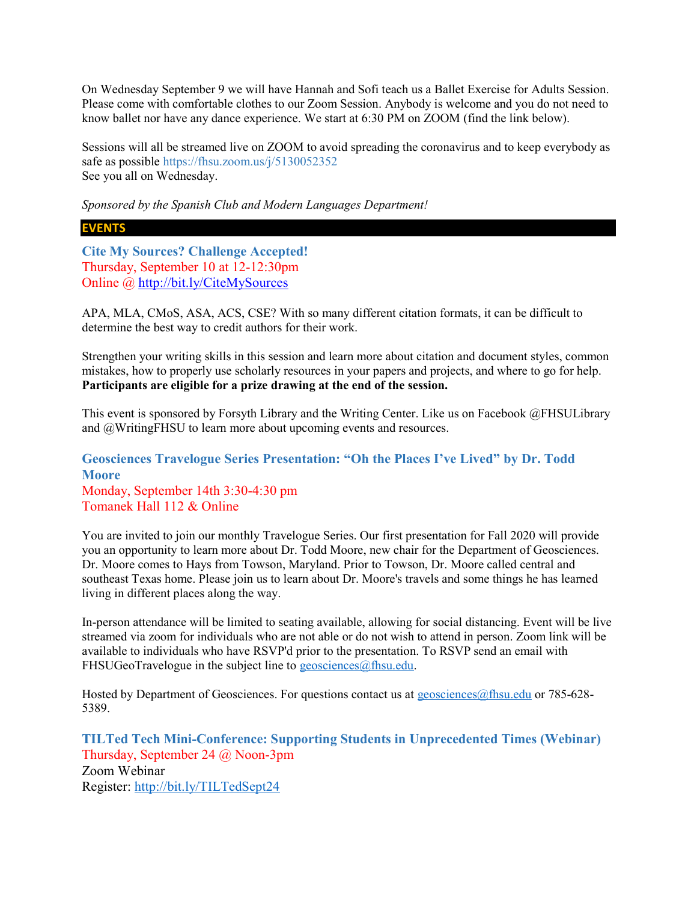On Wednesday September 9 we will have Hannah and Sofi teach us a Ballet Exercise for Adults Session. Please come with comfortable clothes to our Zoom Session. Anybody is welcome and you do not need to know ballet nor have any dance experience. We start at 6:30 PM on ZOOM (find the link below).

Sessions will all be streamed live on ZOOM to avoid spreading the coronavirus and to keep everybody as safe as possible https://fhsu.zoom.us/j/5130052352
See you all on Wednesday.

*Sponsored by the Spanish Club and Modern Languages Department!*

## EVENTS

### Cite My Sources? Challenge Accepted!

Thursday, September 10 at 12-12:30pm
Online @ http://bit.ly/CiteMySources

APA, MLA, CMoS, ASA, ACS, CSE? With so many different citation formats, it can be difficult to determine the best way to credit authors for their work.

Strengthen your writing skills in this session and learn more about citation and document styles, common mistakes, how to properly use scholarly resources in your papers and projects, and where to go for help. **Participants are eligible for a prize drawing at the end of the session.**

This event is sponsored by Forsyth Library and the Writing Center. Like us on Facebook @FHSULibrary and @WritingFHSU to learn more about upcoming events and resources.

### Geosciences Travelogue Series Presentation: "Oh the Places I've Lived" by Dr. Todd Moore

Monday, September 14th 3:30-4:30 pm
Tomanek Hall 112 & Online

You are invited to join our monthly Travelogue Series. Our first presentation for Fall 2020 will provide you an opportunity to learn more about Dr. Todd Moore, new chair for the Department of Geosciences. Dr. Moore comes to Hays from Towson, Maryland. Prior to Towson, Dr. Moore called central and southeast Texas home. Please join us to learn about Dr. Moore's travels and some things he has learned living in different places along the way.

In-person attendance will be limited to seating available, allowing for social distancing. Event will be live streamed via zoom for individuals who are not able or do not wish to attend in person. Zoom link will be available to individuals who have RSVP'd prior to the presentation. To RSVP send an email with FHSUGeoTravelogue in the subject line to geosciences@fhsu.edu.

Hosted by Department of Geosciences. For questions contact us at geosciences@fhsu.edu or 785-628-5389.

### TILTed Tech Mini-Conference: Supporting Students in Unprecedented Times (Webinar)

Thursday, September 24 @ Noon-3pm
Zoom Webinar
Register: http://bit.ly/TILTedSept24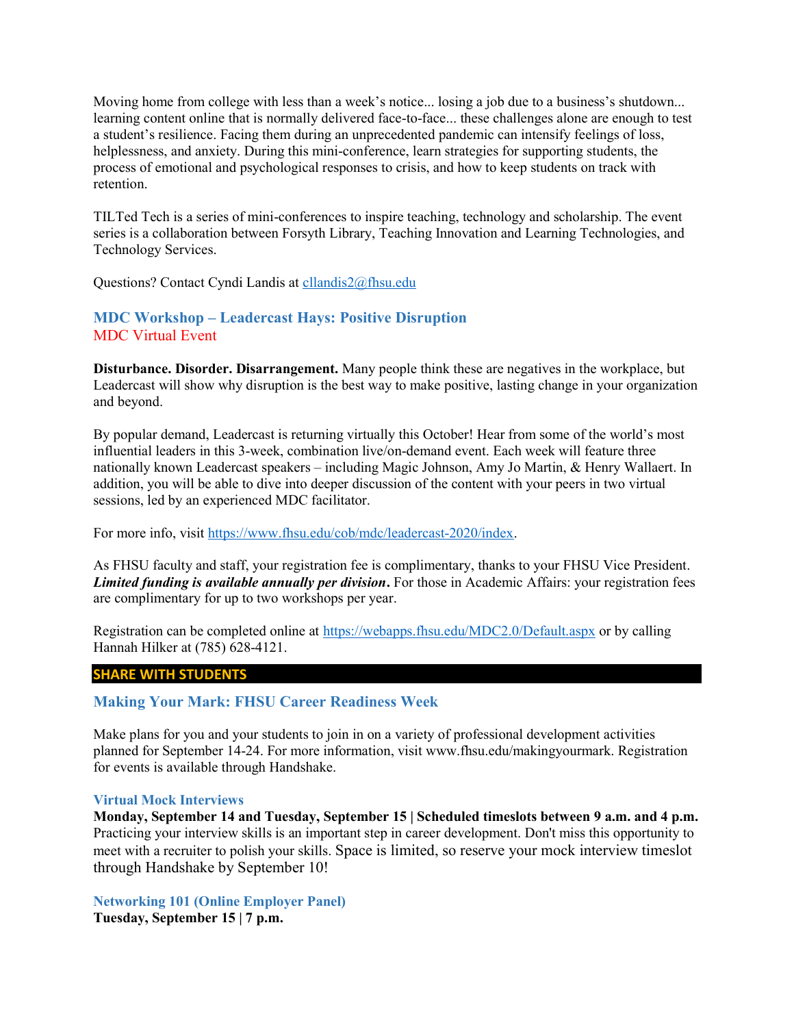Moving home from college with less than a week's notice... losing a job due to a business's shutdown... learning content online that is normally delivered face-to-face... these challenges alone are enough to test a student's resilience. Facing them during an unprecedented pandemic can intensify feelings of loss, helplessness, and anxiety. During this mini-conference, learn strategies for supporting students, the process of emotional and psychological responses to crisis, and how to keep students on track with retention.

TILTed Tech is a series of mini-conferences to inspire teaching, technology and scholarship. The event series is a collaboration between Forsyth Library, Teaching Innovation and Learning Technologies, and Technology Services.

Questions? Contact Cyndi Landis at cllandis2@fhsu.edu

### MDC Workshop – Leadercast Hays: Positive Disruption

MDC Virtual Event

**Disturbance. Disorder. Disarrangement.** Many people think these are negatives in the workplace, but Leadercast will show why disruption is the best way to make positive, lasting change in your organization and beyond.

By popular demand, Leadercast is returning virtually this October! Hear from some of the world's most influential leaders in this 3-week, combination live/on-demand event. Each week will feature three nationally known Leadercast speakers – including Magic Johnson, Amy Jo Martin, & Henry Wallaert. In addition, you will be able to dive into deeper discussion of the content with your peers in two virtual sessions, led by an experienced MDC facilitator.

For more info, visit https://www.fhsu.edu/cob/mdc/leadercast-2020/index.

As FHSU faculty and staff, your registration fee is complimentary, thanks to your FHSU Vice President. ***Limited funding is available annually per division.*** For those in Academic Affairs: your registration fees are complimentary for up to two workshops per year.

Registration can be completed online at https://webapps.fhsu.edu/MDC2.0/Default.aspx or by calling Hannah Hilker at (785) 628-4121.

## SHARE WITH STUDENTS

### Making Your Mark: FHSU Career Readiness Week

Make plans for you and your students to join in on a variety of professional development activities planned for September 14-24. For more information, visit www.fhsu.edu/makingyourmark. Registration for events is available through Handshake.

#### Virtual Mock Interviews

**Monday, September 14 and Tuesday, September 15 | Scheduled timeslots between 9 a.m. and 4 p.m.**
Practicing your interview skills is an important step in career development. Don't miss this opportunity to meet with a recruiter to polish your skills. Space is limited, so reserve your mock interview timeslot through Handshake by September 10!

#### Networking 101 (Online Employer Panel)

**Tuesday, September 15 | 7 p.m.**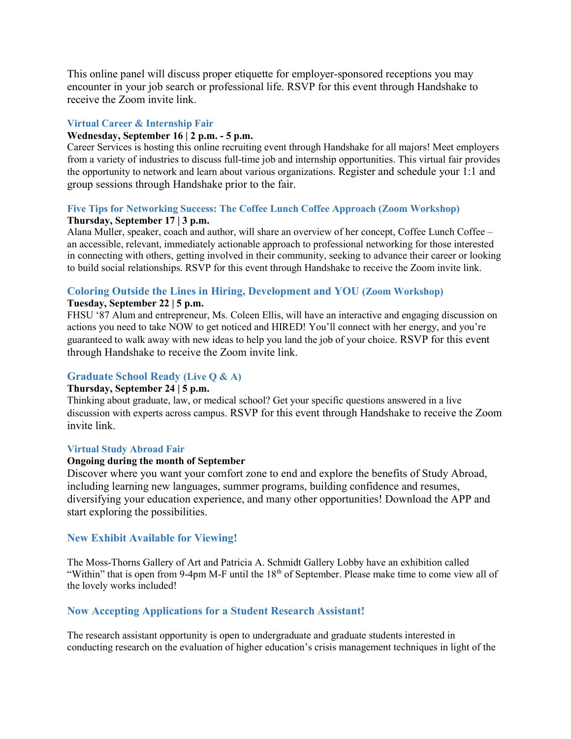This online panel will discuss proper etiquette for employer-sponsored receptions you may encounter in your job search or professional life. RSVP for this event through Handshake to receive the Zoom invite link.

### Virtual Career & Internship Fair

**Wednesday, September 16 | 2 p.m. - 5 p.m.**

Career Services is hosting this online recruiting event through Handshake for all majors! Meet employers from a variety of industries to discuss full-time job and internship opportunities. This virtual fair provides the opportunity to network and learn about various organizations. Register and schedule your 1:1 and group sessions through Handshake prior to the fair.

### Five Tips for Networking Success: The Coffee Lunch Coffee Approach (Zoom Workshop)

**Thursday, September 17 | 3 p.m.**

Alana Muller, speaker, coach and author, will share an overview of her concept, Coffee Lunch Coffee – an accessible, relevant, immediately actionable approach to professional networking for those interested in connecting with others, getting involved in their community, seeking to advance their career or looking to build social relationships. RSVP for this event through Handshake to receive the Zoom invite link.

### Coloring Outside the Lines in Hiring, Development and YOU (Zoom Workshop)

**Tuesday, September 22 | 5 p.m.**

FHSU '87 Alum and entrepreneur, Ms. Coleen Ellis, will have an interactive and engaging discussion on actions you need to take NOW to get noticed and HIRED! You'll connect with her energy, and you're guaranteed to walk away with new ideas to help you land the job of your choice. RSVP for this event through Handshake to receive the Zoom invite link.

### Graduate School Ready (Live Q & A)

**Thursday, September 24 | 5 p.m.**

Thinking about graduate, law, or medical school? Get your specific questions answered in a live discussion with experts across campus. RSVP for this event through Handshake to receive the Zoom invite link.

### Virtual Study Abroad Fair

**Ongoing during the month of September**

Discover where you want your comfort zone to end and explore the benefits of Study Abroad, including learning new languages, summer programs, building confidence and resumes, diversifying your education experience, and many other opportunities! Download the APP and start exploring the possibilities.

## New Exhibit Available for Viewing!

The Moss-Thorns Gallery of Art and Patricia A. Schmidt Gallery Lobby have an exhibition called "Within" that is open from 9-4pm M-F until the 18th of September. Please make time to come view all of the lovely works included!

## Now Accepting Applications for a Student Research Assistant!

The research assistant opportunity is open to undergraduate and graduate students interested in conducting research on the evaluation of higher education's crisis management techniques in light of the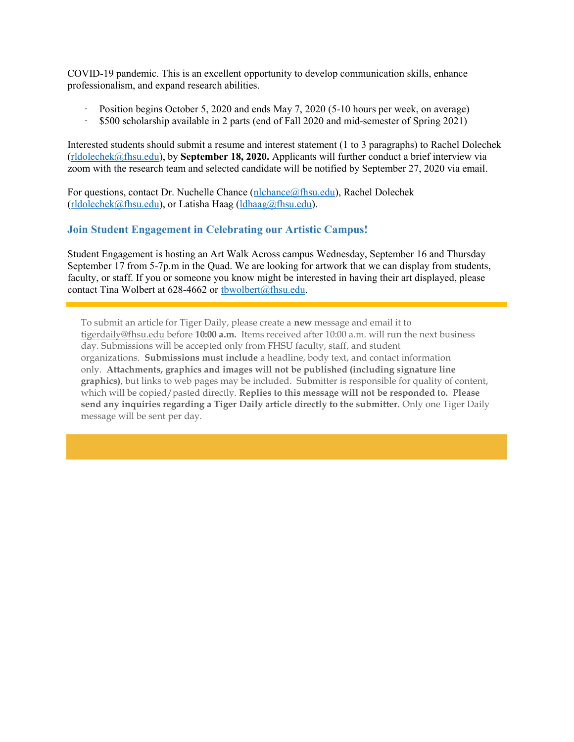COVID-19 pandemic. This is an excellent opportunity to develop communication skills, enhance professionalism, and expand research abilities.

- Position begins October 5, 2020 and ends May 7, 2020 (5-10 hours per week, on average)
- $500 scholarship available in 2 parts (end of Fall 2020 and mid-semester of Spring 2021)

Interested students should submit a resume and interest statement (1 to 3 paragraphs) to Rachel Dolechek (rldolechek@fhsu.edu), by **September 18, 2020.** Applicants will further conduct a brief interview via zoom with the research team and selected candidate will be notified by September 27, 2020 via email.

For questions, contact Dr. Nuchelle Chance (nlchance@fhsu.edu), Rachel Dolechek (rldolechek@fhsu.edu), or Latisha Haag (ldhaag@fhsu.edu).

### Join Student Engagement in Celebrating our Artistic Campus!

Student Engagement is hosting an Art Walk Across campus Wednesday, September 16 and Thursday September 17 from 5-7p.m in the Quad. We are looking for artwork that we can display from students, faculty, or staff. If you or someone you know might be interested in having their art displayed, please contact Tina Wolbert at 628-4662 or tbwolbert@fhsu.edu.

---

To submit an article for Tiger Daily, please create a **new** message and email it to tigerdaily@fhsu.edu before **10:00 a.m.** Items received after 10:00 a.m. will run the next business day. Submissions will be accepted only from FHSU faculty, staff, and student organizations. **Submissions must include** a headline, body text, and contact information only. **Attachments, graphics and images will not be published (including signature line graphics)**, but links to web pages may be included. Submitter is responsible for quality of content, which will be copied/pasted directly. **Replies to this message will not be responded to. Please send any inquiries regarding a Tiger Daily article directly to the submitter.** Only one Tiger Daily message will be sent per day.